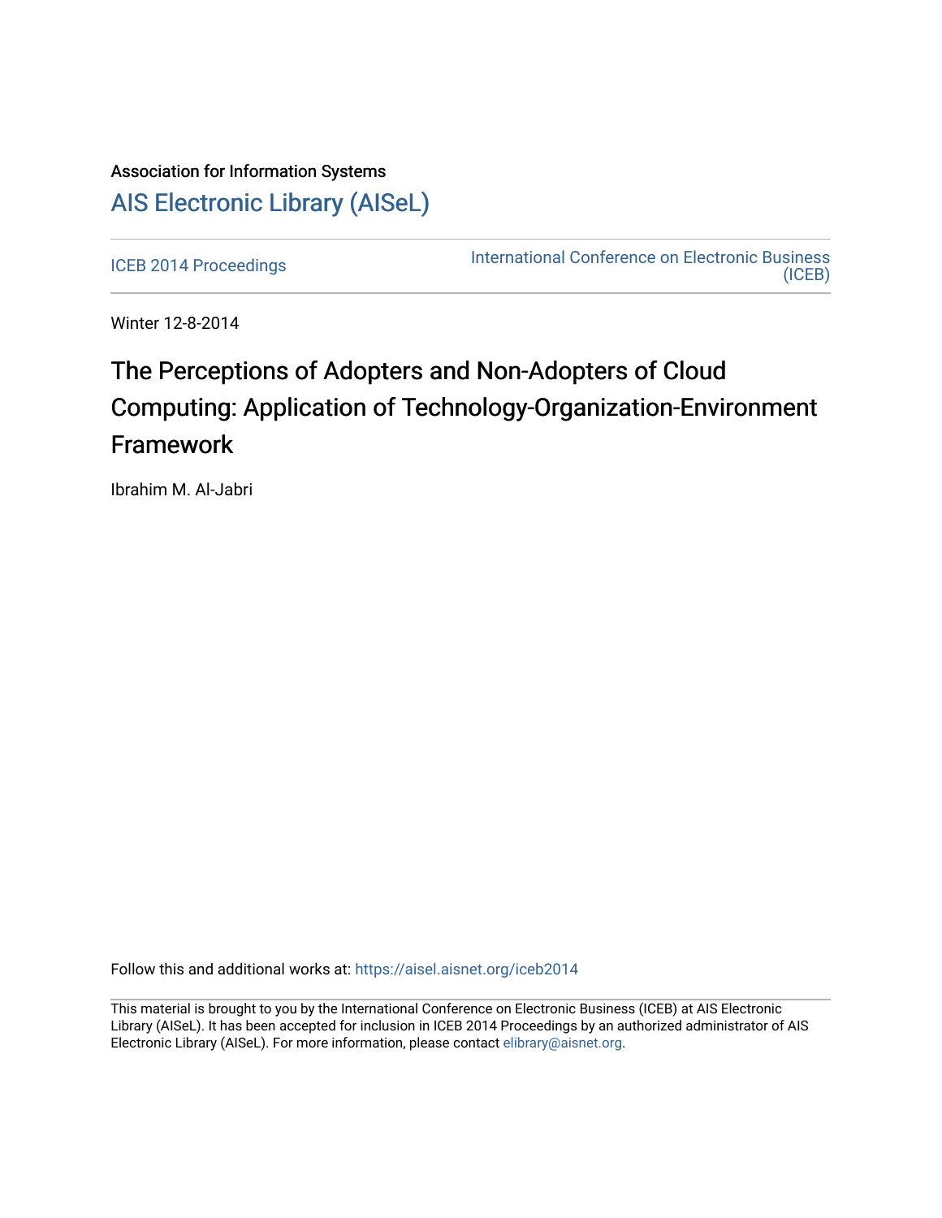Association for Information Systems

# AIS Electronic Library (AISeL)

ICEB 2014 Proceedings | International Conference on Electronic Business (ICEB)

Winter 12-8-2014

# The Perceptions of Adopters and Non-Adopters of Cloud Computing: Application of Technology-Organization-Environment Framework

Ibrahim M. Al-Jabri

Follow this and additional works at: https://aisel.aisnet.org/iceb2014

This material is brought to you by the International Conference on Electronic Business (ICEB) at AIS Electronic Library (AISeL). It has been accepted for inclusion in ICEB 2014 Proceedings by an authorized administrator of AIS Electronic Library (AISeL). For more information, please contact elibrary@aisnet.org.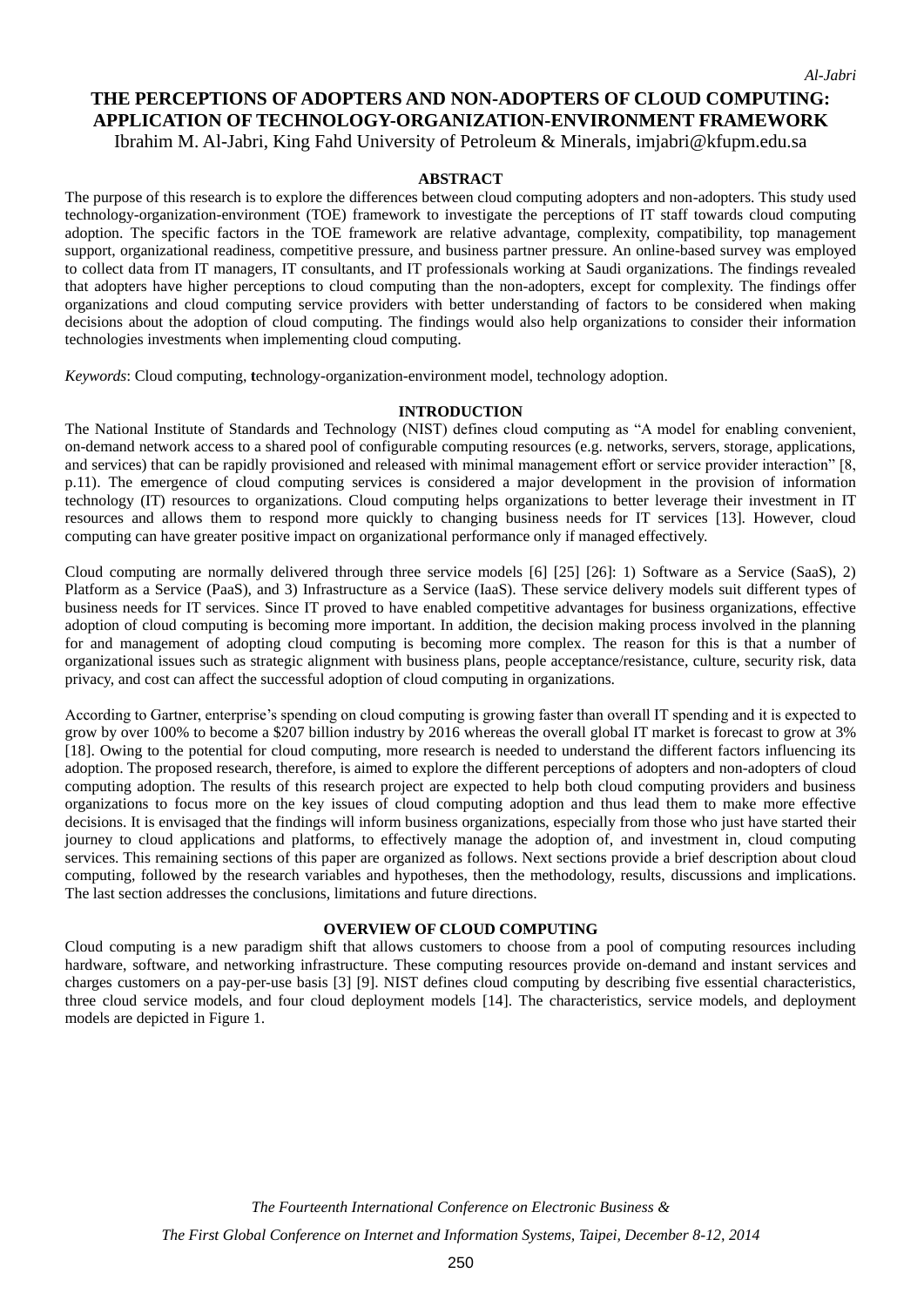# THE PERCEPTIONS OF ADOPTERS AND NON-ADOPTERS OF CLOUD COMPUTING: APPLICATION OF TECHNOLOGY-ORGANIZATION-ENVIRONMENT FRAMEWORK

Ibrahim M. Al-Jabri, King Fahd University of Petroleum & Minerals, imjabri@kfupm.edu.sa

## ABSTRACT

The purpose of this research is to explore the differences between cloud computing adopters and non-adopters. This study used technology-organization-environment (TOE) framework to investigate the perceptions of IT staff towards cloud computing adoption. The specific factors in the TOE framework are relative advantage, complexity, compatibility, top management support, organizational readiness, competitive pressure, and business partner pressure. An online-based survey was employed to collect data from IT managers, IT consultants, and IT professionals working at Saudi organizations. The findings revealed that adopters have higher perceptions to cloud computing than the non-adopters, except for complexity. The findings offer organizations and cloud computing service providers with better understanding of factors to be considered when making decisions about the adoption of cloud computing. The findings would also help organizations to consider their information technologies investments when implementing cloud computing.

*Keywords*: Cloud computing, **t**echnology-organization-environment model, technology adoption.

## INTRODUCTION

The National Institute of Standards and Technology (NIST) defines cloud computing as "A model for enabling convenient, on-demand network access to a shared pool of configurable computing resources (e.g. networks, servers, storage, applications, and services) that can be rapidly provisioned and released with minimal management effort or service provider interaction" [8, p.11). The emergence of cloud computing services is considered a major development in the provision of information technology (IT) resources to organizations. Cloud computing helps organizations to better leverage their investment in IT resources and allows them to respond more quickly to changing business needs for IT services [13]. However, cloud computing can have greater positive impact on organizational performance only if managed effectively.

Cloud computing are normally delivered through three service models [6] [25] [26]: 1) Software as a Service (SaaS), 2) Platform as a Service (PaaS), and 3) Infrastructure as a Service (IaaS). These service delivery models suit different types of business needs for IT services. Since IT proved to have enabled competitive advantages for business organizations, effective adoption of cloud computing is becoming more important. In addition, the decision making process involved in the planning for and management of adopting cloud computing is becoming more complex. The reason for this is that a number of organizational issues such as strategic alignment with business plans, people acceptance/resistance, culture, security risk, data privacy, and cost can affect the successful adoption of cloud computing in organizations.

According to Gartner, enterprise's spending on cloud computing is growing faster than overall IT spending and it is expected to grow by over 100% to become a $207 billion industry by 2016 whereas the overall global IT market is forecast to grow at 3% [18]. Owing to the potential for cloud computing, more research is needed to understand the different factors influencing its adoption. The proposed research, therefore, is aimed to explore the different perceptions of adopters and non-adopters of cloud computing adoption. The results of this research project are expected to help both cloud computing providers and business organizations to focus more on the key issues of cloud computing adoption and thus lead them to make more effective decisions. It is envisaged that the findings will inform business organizations, especially from those who just have started their journey to cloud applications and platforms, to effectively manage the adoption of, and investment in, cloud computing services. This remaining sections of this paper are organized as follows. Next sections provide a brief description about cloud computing, followed by the research variables and hypotheses, then the methodology, results, discussions and implications. The last section addresses the conclusions, limitations and future directions.

## OVERVIEW OF CLOUD COMPUTING

Cloud computing is a new paradigm shift that allows customers to choose from a pool of computing resources including hardware, software, and networking infrastructure. These computing resources provide on-demand and instant services and charges customers on a pay-per-use basis [3] [9]. NIST defines cloud computing by describing five essential characteristics, three cloud service models, and four cloud deployment models [14]. The characteristics, service models, and deployment models are depicted in Figure 1.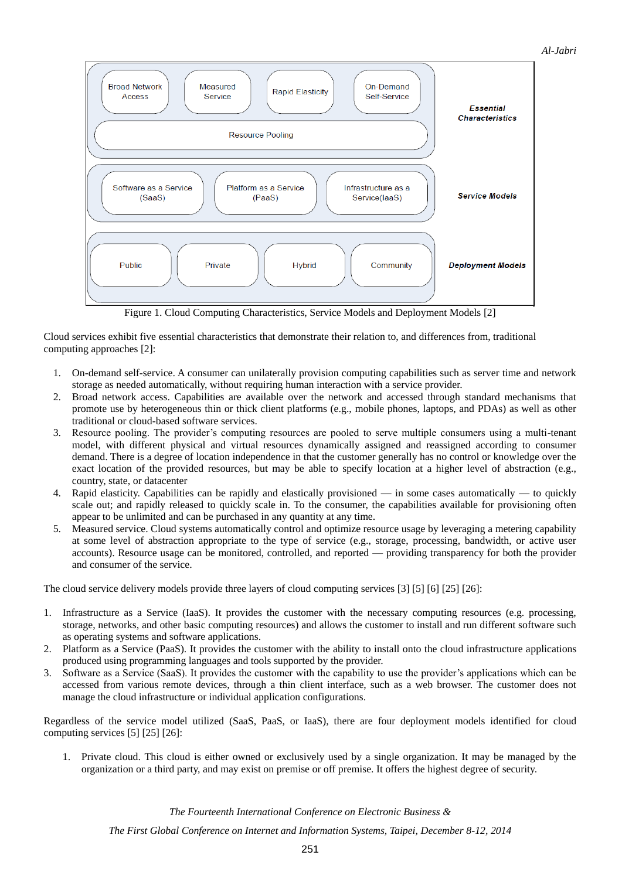Figure 1. Cloud Computing Characteristics, Service Models and Deployment Models [2]

Cloud services exhibit five essential characteristics that demonstrate their relation to, and differences from, traditional computing approaches [2]:

1. On-demand self-service. A consumer can unilaterally provision computing capabilities such as server time and network storage as needed automatically, without requiring human interaction with a service provider.
2. Broad network access. Capabilities are available over the network and accessed through standard mechanisms that promote use by heterogeneous thin or thick client platforms (e.g., mobile phones, laptops, and PDAs) as well as other traditional or cloud-based software services.
3. Resource pooling. The provider's computing resources are pooled to serve multiple consumers using a multi-tenant model, with different physical and virtual resources dynamically assigned and reassigned according to consumer demand. There is a degree of location independence in that the customer generally has no control or knowledge over the exact location of the provided resources, but may be able to specify location at a higher level of abstraction (e.g., country, state, or datacenter
4. Rapid elasticity. Capabilities can be rapidly and elastically provisioned — in some cases automatically — to quickly scale out; and rapidly released to quickly scale in. To the consumer, the capabilities available for provisioning often appear to be unlimited and can be purchased in any quantity at any time.
5. Measured service. Cloud systems automatically control and optimize resource usage by leveraging a metering capability at some level of abstraction appropriate to the type of service (e.g., storage, processing, bandwidth, or active user accounts). Resource usage can be monitored, controlled, and reported — providing transparency for both the provider and consumer of the service.

The cloud service delivery models provide three layers of cloud computing services [3] [5] [6] [25] [26]:

1. Infrastructure as a Service (IaaS). It provides the customer with the necessary computing resources (e.g. processing, storage, networks, and other basic computing resources) and allows the customer to install and run different software such as operating systems and software applications.
2. Platform as a Service (PaaS). It provides the customer with the ability to install onto the cloud infrastructure applications produced using programming languages and tools supported by the provider.
3. Software as a Service (SaaS). It provides the customer with the capability to use the provider's applications which can be accessed from various remote devices, through a thin client interface, such as a web browser. The customer does not manage the cloud infrastructure or individual application configurations.

Regardless of the service model utilized (SaaS, PaaS, or IaaS), there are four deployment models identified for cloud computing services [5] [25] [26]:

1. Private cloud. This cloud is either owned or exclusively used by a single organization. It may be managed by the organization or a third party, and may exist on premise or off premise. It offers the highest degree of security.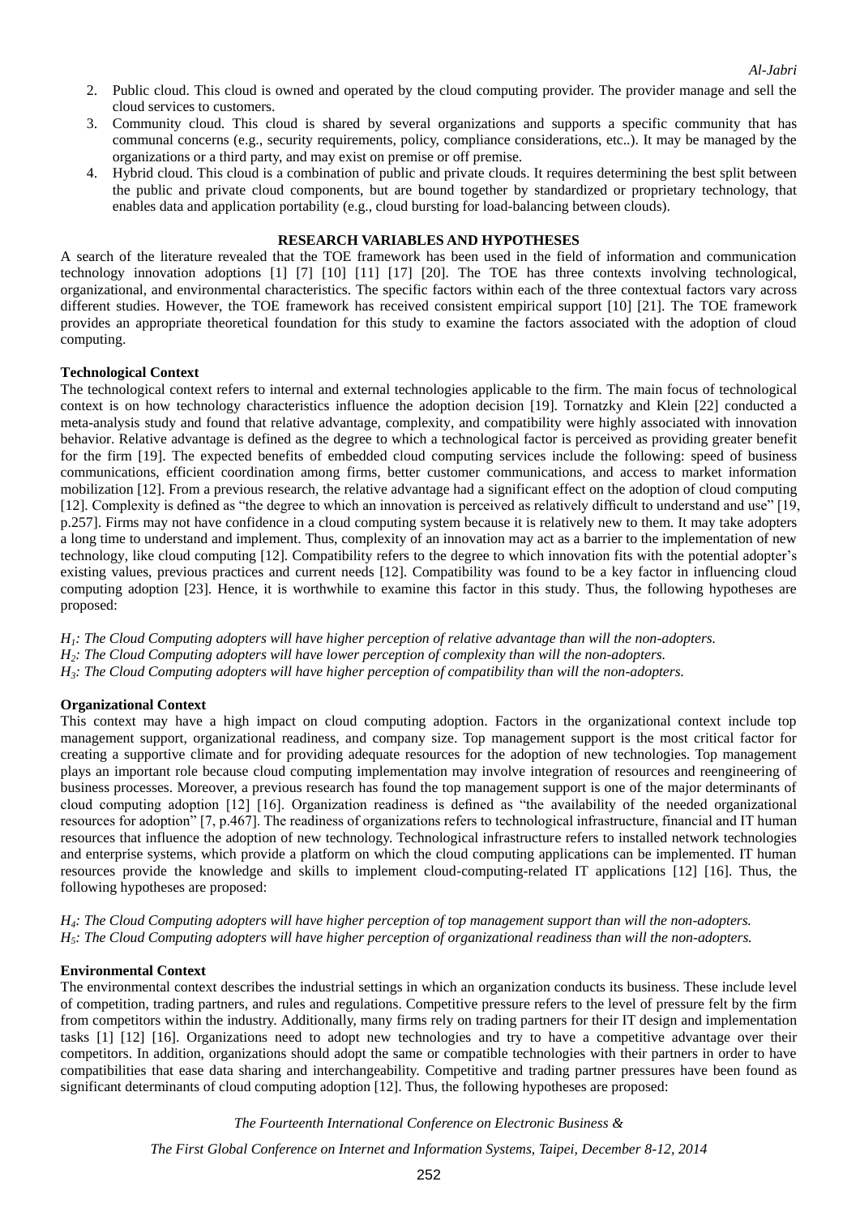2. Public cloud. This cloud is owned and operated by the cloud computing provider. The provider manage and sell the cloud services to customers.
3. Community cloud. This cloud is shared by several organizations and supports a specific community that has communal concerns (e.g., security requirements, policy, compliance considerations, etc..). It may be managed by the organizations or a third party, and may exist on premise or off premise.
4. Hybrid cloud. This cloud is a combination of public and private clouds. It requires determining the best split between the public and private cloud components, but are bound together by standardized or proprietary technology, that enables data and application portability (e.g., cloud bursting for load-balancing between clouds).

## RESEARCH VARIABLES AND HYPOTHESES

A search of the literature revealed that the TOE framework has been used in the field of information and communication technology innovation adoptions [1] [7] [10] [11] [17] [20]. The TOE has three contexts involving technological, organizational, and environmental characteristics. The specific factors within each of the three contextual factors vary across different studies. However, the TOE framework has received consistent empirical support [10] [21]. The TOE framework provides an appropriate theoretical foundation for this study to examine the factors associated with the adoption of cloud computing.

### Technological Context

The technological context refers to internal and external technologies applicable to the firm. The main focus of technological context is on how technology characteristics influence the adoption decision [19]. Tornatzky and Klein [22] conducted a meta-analysis study and found that relative advantage, complexity, and compatibility were highly associated with innovation behavior. Relative advantage is defined as the degree to which a technological factor is perceived as providing greater benefit for the firm [19]. The expected benefits of embedded cloud computing services include the following: speed of business communications, efficient coordination among firms, better customer communications, and access to market information mobilization [12]. From a previous research, the relative advantage had a significant effect on the adoption of cloud computing [12]. Complexity is defined as "the degree to which an innovation is perceived as relatively difficult to understand and use" [19, p.257]. Firms may not have confidence in a cloud computing system because it is relatively new to them. It may take adopters a long time to understand and implement. Thus, complexity of an innovation may act as a barrier to the implementation of new technology, like cloud computing [12]. Compatibility refers to the degree to which innovation fits with the potential adopter's existing values, previous practices and current needs [12]. Compatibility was found to be a key factor in influencing cloud computing adoption [23]. Hence, it is worthwhile to examine this factor in this study. Thus, the following hypotheses are proposed:

*$H_1$: The Cloud Computing adopters will have higher perception of relative advantage than will the non-adopters.*
*$H_2$: The Cloud Computing adopters will have lower perception of complexity than will the non-adopters.*
*$H_3$: The Cloud Computing adopters will have higher perception of compatibility than will the non-adopters.*

### Organizational Context

This context may have a high impact on cloud computing adoption. Factors in the organizational context include top management support, organizational readiness, and company size. Top management support is the most critical factor for creating a supportive climate and for providing adequate resources for the adoption of new technologies. Top management plays an important role because cloud computing implementation may involve integration of resources and reengineering of business processes. Moreover, a previous research has found the top management support is one of the major determinants of cloud computing adoption [12] [16]. Organization readiness is defined as "the availability of the needed organizational resources for adoption" [7, p.467]. The readiness of organizations refers to technological infrastructure, financial and IT human resources that influence the adoption of new technology. Technological infrastructure refers to installed network technologies and enterprise systems, which provide a platform on which the cloud computing applications can be implemented. IT human resources provide the knowledge and skills to implement cloud-computing-related IT applications [12] [16]. Thus, the following hypotheses are proposed:

*$H_4$: The Cloud Computing adopters will have higher perception of top management support than will the non-adopters.*
*$H_5$: The Cloud Computing adopters will have higher perception of organizational readiness than will the non-adopters.*

### Environmental Context

The environmental context describes the industrial settings in which an organization conducts its business. These include level of competition, trading partners, and rules and regulations. Competitive pressure refers to the level of pressure felt by the firm from competitors within the industry. Additionally, many firms rely on trading partners for their IT design and implementation tasks [1] [12] [16]. Organizations need to adopt new technologies and try to have a competitive advantage over their competitors. In addition, organizations should adopt the same or compatible technologies with their partners in order to have compatibilities that ease data sharing and interchangeability. Competitive and trading partner pressures have been found as significant determinants of cloud computing adoption [12]. Thus, the following hypotheses are proposed: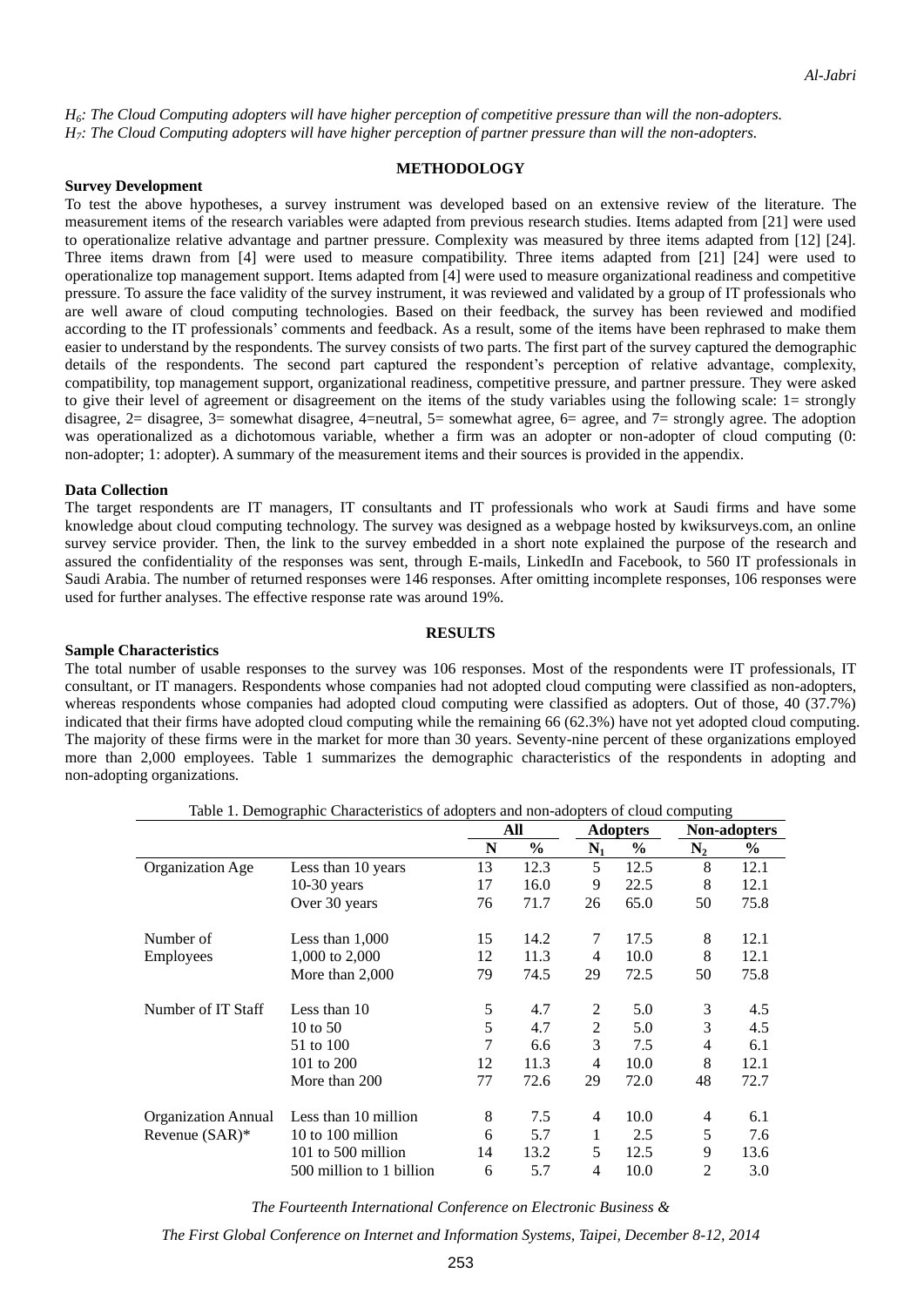*$H_6$: The Cloud Computing adopters will have higher perception of competitive pressure than will the non-adopters.*
*$H_7$: The Cloud Computing adopters will have higher perception of partner pressure than will the non-adopters.*

## METHODOLOGY

### Survey Development

To test the above hypotheses, a survey instrument was developed based on an extensive review of the literature. The measurement items of the research variables were adapted from previous research studies. Items adapted from [21] were used to operationalize relative advantage and partner pressure. Complexity was measured by three items adapted from [12] [24]. Three items drawn from [4] were used to measure compatibility. Three items adapted from [21] [24] were used to operationalize top management support. Items adapted from [4] were used to measure organizational readiness and competitive pressure. To assure the face validity of the survey instrument, it was reviewed and validated by a group of IT professionals who are well aware of cloud computing technologies. Based on their feedback, the survey has been reviewed and modified according to the IT professionals' comments and feedback. As a result, some of the items have been rephrased to make them easier to understand by the respondents. The survey consists of two parts. The first part of the survey captured the demographic details of the respondents. The second part captured the respondent's perception of relative advantage, complexity, compatibility, top management support, organizational readiness, competitive pressure, and partner pressure. They were asked to give their level of agreement or disagreement on the items of the study variables using the following scale: 1= strongly disagree, 2= disagree, 3= somewhat disagree, 4=neutral, 5= somewhat agree, 6= agree, and 7= strongly agree. The adoption was operationalized as a dichotomous variable, whether a firm was an adopter or non-adopter of cloud computing (0: non-adopter; 1: adopter). A summary of the measurement items and their sources is provided in the appendix.

### Data Collection

The target respondents are IT managers, IT consultants and IT professionals who work at Saudi firms and have some knowledge about cloud computing technology. The survey was designed as a webpage hosted by kwiksurveys.com, an online survey service provider. Then, the link to the survey embedded in a short note explained the purpose of the research and assured the confidentiality of the responses was sent, through E-mails, LinkedIn and Facebook, to 560 IT professionals in Saudi Arabia. The number of returned responses were 146 responses. After omitting incomplete responses, 106 responses were used for further analyses. The effective response rate was around 19%.

## RESULTS

### Sample Characteristics

The total number of usable responses to the survey was 106 responses. Most of the respondents were IT professionals, IT consultant, or IT managers. Respondents whose companies had not adopted cloud computing were classified as non-adopters, whereas respondents whose companies had adopted cloud computing were classified as adopters. Out of those, 40 (37.7%) indicated that their firms have adopted cloud computing while the remaining 66 (62.3%) have not yet adopted cloud computing. The majority of these firms were in the market for more than 30 years. Seventy-nine percent of these organizations employed more than 2,000 employees. Table 1 summarizes the demographic characteristics of the respondents in adopting and non-adopting organizations.

Table 1. Demographic Characteristics of adopters and non-adopters of cloud computing

| | | All | | Adopters | | Non-adopters | |
|---|---|---|---|---|---|---|---|
| | | N | % | $N_1$ | % | $N_2$ | % |
| Organization Age | Less than 10 years | 13 | 12.3 | 5 | 12.5 | 8 | 12.1 |
| | 10-30 years | 17 | 16.0 | 9 | 22.5 | 8 | 12.1 |
| | Over 30 years | 76 | 71.7 | 26 | 65.0 | 50 | 75.8 |
| Number of Employees | Less than 1,000 | 15 | 14.2 | 7 | 17.5 | 8 | 12.1 |
| | 1,000 to 2,000 | 12 | 11.3 | 4 | 10.0 | 8 | 12.1 |
| | More than 2,000 | 79 | 74.5 | 29 | 72.5 | 50 | 75.8 |
| Number of IT Staff | Less than 10 | 5 | 4.7 | 2 | 5.0 | 3 | 4.5 |
| | 10 to 50 | 5 | 4.7 | 2 | 5.0 | 3 | 4.5 |
| | 51 to 100 | 7 | 6.6 | 3 | 7.5 | 4 | 6.1 |
| | 101 to 200 | 12 | 11.3 | 4 | 10.0 | 8 | 12.1 |
| | More than 200 | 77 | 72.6 | 29 | 72.0 | 48 | 72.7 |
| Organization Annual Revenue (SAR)* | Less than 10 million | 8 | 7.5 | 4 | 10.0 | 4 | 6.1 |
| | 10 to 100 million | 6 | 5.7 | 1 | 2.5 | 5 | 7.6 |
| | 101 to 500 million | 14 | 13.2 | 5 | 12.5 | 9 | 13.6 |
| | 500 million to 1 billion | 6 | 5.7 | 4 | 10.0 | 2 | 3.0 |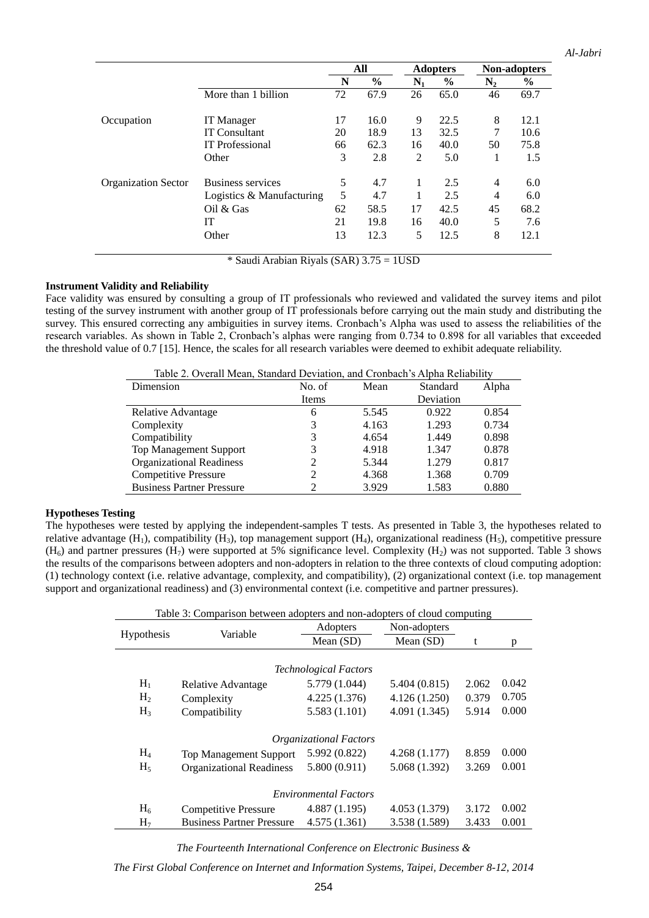| | | All | | Adopters | | Non-adopters | |
|---|---|---|---|---|---|---|---|
| | | N | % | $N_1$ | % | $N_2$ | % |
| | More than 1 billion | 72 | 67.9 | 26 | 65.0 | 46 | 69.7 |
| Occupation | IT Manager | 17 | 16.0 | 9 | 22.5 | 8 | 12.1 |
| | IT Consultant | 20 | 18.9 | 13 | 32.5 | 7 | 10.6 |
| | IT Professional | 66 | 62.3 | 16 | 40.0 | 50 | 75.8 |
| | Other | 3 | 2.8 | 2 | 5.0 | 1 | 1.5 |
| Organization Sector | Business services | 5 | 4.7 | 1 | 2.5 | 4 | 6.0 |
| | Logistics & Manufacturing | 5 | 4.7 | 1 | 2.5 | 4 | 6.0 |
| | Oil & Gas | 62 | 58.5 | 17 | 42.5 | 45 | 68.2 |
| | IT | 21 | 19.8 | 16 | 40.0 | 5 | 7.6 |
| | Other | 13 | 12.3 | 5 | 12.5 | 8 | 12.1 |

* Saudi Arabian Riyals (SAR) 3.75 = 1USD

**Instrument Validity and Reliability**

Face validity was ensured by consulting a group of IT professionals who reviewed and validated the survey items and pilot testing of the survey instrument with another group of IT professionals before carrying out the main study and distributing the survey. This ensured correcting any ambiguities in survey items. Cronbach's Alpha was used to assess the reliabilities of the research variables. As shown in Table 2, Cronbach's alphas were ranging from 0.734 to 0.898 for all variables that exceeded the threshold value of 0.7 [15]. Hence, the scales for all research variables were deemed to exhibit adequate reliability.

Table 2. Overall Mean, Standard Deviation, and Cronbach's Alpha Reliability

| Dimension | No. of Items | Mean | Standard Deviation | Alpha |
|---|---|---|---|---|
| Relative Advantage | 6 | 5.545 | 0.922 | 0.854 |
| Complexity | 3 | 4.163 | 1.293 | 0.734 |
| Compatibility | 3 | 4.654 | 1.449 | 0.898 |
| Top Management Support | 3 | 4.918 | 1.347 | 0.878 |
| Organizational Readiness | 2 | 5.344 | 1.279 | 0.817 |
| Competitive Pressure | 2 | 4.368 | 1.368 | 0.709 |
| Business Partner Pressure | 2 | 3.929 | 1.583 | 0.880 |

**Hypotheses Testing**

The hypotheses were tested by applying the independent-samples T tests. As presented in Table 3, the hypotheses related to relative advantage ($H_1$), compatibility ($H_3$), top management support ($H_4$), organizational readiness ($H_5$), competitive pressure ($H_6$) and partner pressures ($H_7$) were supported at 5% significance level. Complexity ($H_2$) was not supported. Table 3 shows the results of the comparisons between adopters and non-adopters in relation to the three contexts of cloud computing adoption: (1) technology context (i.e. relative advantage, complexity, and compatibility), (2) organizational context (i.e. top management support and organizational readiness) and (3) environmental context (i.e. competitive and partner pressures).

Table 3: Comparison between adopters and non-adopters of cloud computing

| Hypothesis | Variable | Adopters Mean (SD) | Non-adopters Mean (SD) | t | p |
|---|---|---|---|---|---|
| | *Technological Factors* | | | | |
| $H_1$ | Relative Advantage | 5.779 (1.044) | 5.404 (0.815) | 2.062 | 0.042 |
| $H_2$ | Complexity | 4.225 (1.376) | 4.126 (1.250) | 0.379 | 0.705 |
| $H_3$ | Compatibility | 5.583 (1.101) | 4.091 (1.345) | 5.914 | 0.000 |
| | *Organizational Factors* | | | | |
| $H_4$ | Top Management Support | 5.992 (0.822) | 4.268 (1.177) | 8.859 | 0.000 |
| $H_5$ | Organizational Readiness | 5.800 (0.911) | 5.068 (1.392) | 3.269 | 0.001 |
| | *Environmental Factors* | | | | |
| $H_6$ | Competitive Pressure | 4.887 (1.195) | 4.053 (1.379) | 3.172 | 0.002 |
| $H_7$ | Business Partner Pressure | 4.575 (1.361) | 3.538 (1.589) | 3.433 | 0.001 |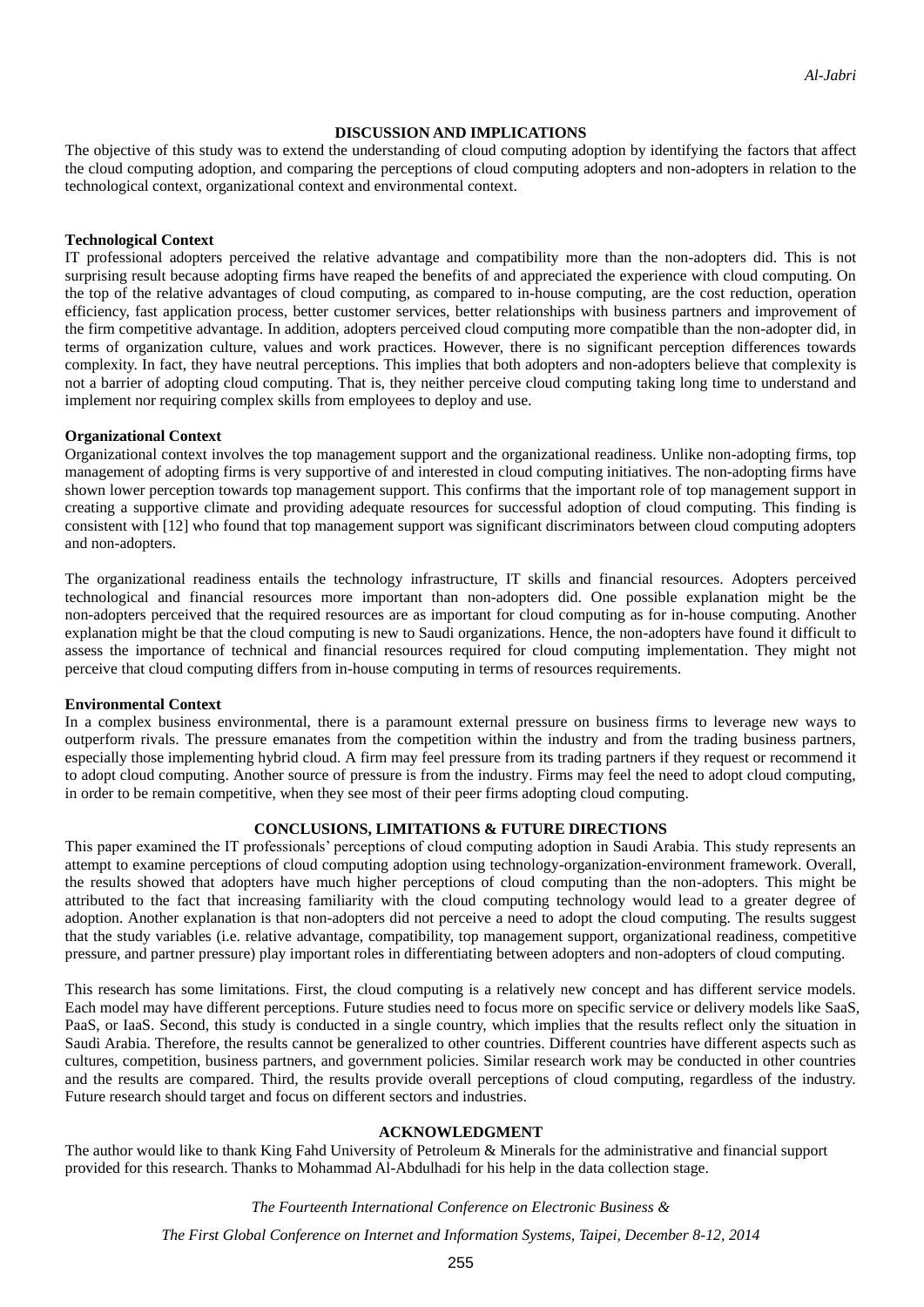## DISCUSSION AND IMPLICATIONS

The objective of this study was to extend the understanding of cloud computing adoption by identifying the factors that affect the cloud computing adoption, and comparing the perceptions of cloud computing adopters and non-adopters in relation to the technological context, organizational context and environmental context.

### Technological Context

IT professional adopters perceived the relative advantage and compatibility more than the non-adopters did. This is not surprising result because adopting firms have reaped the benefits of and appreciated the experience with cloud computing. On the top of the relative advantages of cloud computing, as compared to in-house computing, are the cost reduction, operation efficiency, fast application process, better customer services, better relationships with business partners and improvement of the firm competitive advantage. In addition, adopters perceived cloud computing more compatible than the non-adopter did, in terms of organization culture, values and work practices. However, there is no significant perception differences towards complexity. In fact, they have neutral perceptions. This implies that both adopters and non-adopters believe that complexity is not a barrier of adopting cloud computing. That is, they neither perceive cloud computing taking long time to understand and implement nor requiring complex skills from employees to deploy and use.

### Organizational Context

Organizational context involves the top management support and the organizational readiness. Unlike non-adopting firms, top management of adopting firms is very supportive of and interested in cloud computing initiatives. The non-adopting firms have shown lower perception towards top management support. This confirms that the important role of top management support in creating a supportive climate and providing adequate resources for successful adoption of cloud computing. This finding is consistent with [12] who found that top management support was significant discriminators between cloud computing adopters and non-adopters.

The organizational readiness entails the technology infrastructure, IT skills and financial resources. Adopters perceived technological and financial resources more important than non-adopters did. One possible explanation might be the non-adopters perceived that the required resources are as important for cloud computing as for in-house computing. Another explanation might be that the cloud computing is new to Saudi organizations. Hence, the non-adopters have found it difficult to assess the importance of technical and financial resources required for cloud computing implementation. They might not perceive that cloud computing differs from in-house computing in terms of resources requirements.

### Environmental Context

In a complex business environmental, there is a paramount external pressure on business firms to leverage new ways to outperform rivals. The pressure emanates from the competition within the industry and from the trading business partners, especially those implementing hybrid cloud. A firm may feel pressure from its trading partners if they request or recommend it to adopt cloud computing. Another source of pressure is from the industry. Firms may feel the need to adopt cloud computing, in order to be remain competitive, when they see most of their peer firms adopting cloud computing.

## CONCLUSIONS, LIMITATIONS & FUTURE DIRECTIONS

This paper examined the IT professionals' perceptions of cloud computing adoption in Saudi Arabia. This study represents an attempt to examine perceptions of cloud computing adoption using technology-organization-environment framework. Overall, the results showed that adopters have much higher perceptions of cloud computing than the non-adopters. This might be attributed to the fact that increasing familiarity with the cloud computing technology would lead to a greater degree of adoption. Another explanation is that non-adopters did not perceive a need to adopt the cloud computing. The results suggest that the study variables (i.e. relative advantage, compatibility, top management support, organizational readiness, competitive pressure, and partner pressure) play important roles in differentiating between adopters and non-adopters of cloud computing.

This research has some limitations. First, the cloud computing is a relatively new concept and has different service models. Each model may have different perceptions. Future studies need to focus more on specific service or delivery models like SaaS, PaaS, or IaaS. Second, this study is conducted in a single country, which implies that the results reflect only the situation in Saudi Arabia. Therefore, the results cannot be generalized to other countries. Different countries have different aspects such as cultures, competition, business partners, and government policies. Similar research work may be conducted in other countries and the results are compared. Third, the results provide overall perceptions of cloud computing, regardless of the industry. Future research should target and focus on different sectors and industries.

## ACKNOWLEDGMENT

The author would like to thank King Fahd University of Petroleum & Minerals for the administrative and financial support provided for this research. Thanks to Mohammad Al-Abdulhadi for his help in the data collection stage.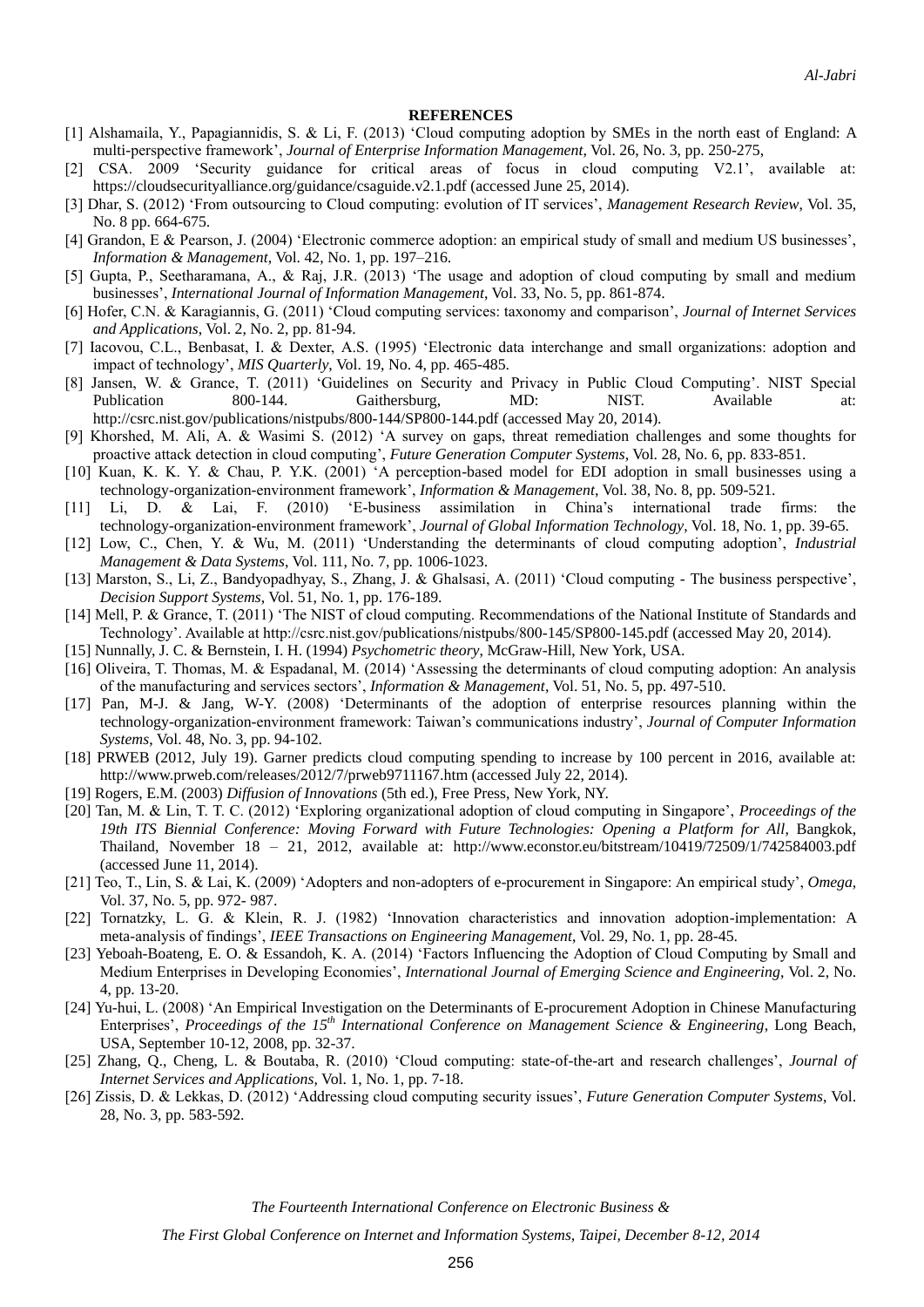## REFERENCES

[1] Alshamaila, Y., Papagiannidis, S. & Li, F. (2013) 'Cloud computing adoption by SMEs in the north east of England: A multi-perspective framework', *Journal of Enterprise Information Management,* Vol. 26, No. 3, pp. 250-275,

[2] CSA. 2009 'Security guidance for critical areas of focus in cloud computing V2.1', available at: https://cloudsecurityalliance.org/guidance/csaguide.v2.1.pdf (accessed June 25, 2014).

[3] Dhar, S. (2012) 'From outsourcing to Cloud computing: evolution of IT services', *Management Research Review,* Vol. 35, No. 8 pp. 664-675.

[4] Grandon, E & Pearson, J. (2004) 'Electronic commerce adoption: an empirical study of small and medium US businesses', *Information & Management*, Vol. 42, No. 1, pp. 197–216.

[5] Gupta, P., Seetharamana, A., & Raj, J.R. (2013) 'The usage and adoption of cloud computing by small and medium businesses', *International Journal of Information Management*, Vol. 33, No. 5, pp. 861-874.

[6] Hofer, C.N. & Karagiannis, G. (2011) 'Cloud computing services: taxonomy and comparison', *Journal of Internet Services and Applications,* Vol. 2, No. 2, pp. 81-94.

[7] Iacovou, C.L., Benbasat, I. & Dexter, A.S. (1995) 'Electronic data interchange and small organizations: adoption and impact of technology', *MIS Quarterly,* Vol. 19, No. 4, pp. 465-485.

[8] Jansen, W. & Grance, T. (2011) 'Guidelines on Security and Privacy in Public Cloud Computing'. NIST Special Publication 800-144. Gaithersburg, MD: NIST. Available at: http://csrc.nist.gov/publications/nistpubs/800-144/SP800-144.pdf (accessed May 20, 2014).

[9] Khorshed, M. Ali, A. & Wasimi S. (2012) 'A survey on gaps, threat remediation challenges and some thoughts for proactive attack detection in cloud computing', *Future Generation Computer Systems*, Vol. 28, No. 6, pp. 833-851.

[10] Kuan, K. K. Y. & Chau, P. Y.K. (2001) 'A perception-based model for EDI adoption in small businesses using a technology-organization-environment framework', *Information & Management*, Vol. 38, No. 8, pp. 509-521.

[11] Li, D. & Lai, F. (2010) 'E-business assimilation in China's international trade firms: the technology-organization-environment framework', *Journal of Global Information Technology*, Vol. 18, No. 1, pp. 39-65.

[12] Low, C., Chen, Y. & Wu, M. (2011) 'Understanding the determinants of cloud computing adoption', *Industrial Management & Data Systems*, Vol. 111, No. 7, pp. 1006-1023.

[13] Marston, S., Li, Z., Bandyopadhyay, S., Zhang, J. & Ghalsasi, A. (2011) 'Cloud computing - The business perspective', *Decision Support Systems,* Vol. 51, No. 1, pp. 176-189.

[14] Mell, P. & Grance, T. (2011) 'The NIST of cloud computing. Recommendations of the National Institute of Standards and Technology'. Available at http://csrc.nist.gov/publications/nistpubs/800-145/SP800-145.pdf (accessed May 20, 2014).

[15] Nunnally, J. C. & Bernstein, I. H. (1994) *Psychometric theory,* McGraw-Hill, New York, USA.

[16] Oliveira, T. Thomas, M. & Espadanal, M. (2014) 'Assessing the determinants of cloud computing adoption: An analysis of the manufacturing and services sectors', *Information & Management*, Vol. 51, No. 5, pp. 497-510.

[17] Pan, M-J. & Jang, W-Y. (2008) 'Determinants of the adoption of enterprise resources planning within the technology-organization-environment framework: Taiwan's communications industry', *Journal of Computer Information Systems*, Vol. 48, No. 3, pp. 94-102.

[18] PRWEB (2012, July 19). Garner predicts cloud computing spending to increase by 100 percent in 2016, available at: http://www.prweb.com/releases/2012/7/prweb9711167.htm (accessed July 22, 2014).

[19] Rogers, E.M. (2003) *Diffusion of Innovations* (5th ed.), Free Press, New York, NY.

[20] Tan, M. & Lin, T. T. C. (2012) 'Exploring organizational adoption of cloud computing in Singapore', *Proceedings of the 19th ITS Biennial Conference: Moving Forward with Future Technologies: Opening a Platform for All*, Bangkok, Thailand, November 18 – 21, 2012, available at: http://www.econstor.eu/bitstream/10419/72509/1/742584003.pdf (accessed June 11, 2014).

[21] Teo, T., Lin, S. & Lai, K. (2009) 'Adopters and non-adopters of e-procurement in Singapore: An empirical study', *Omega*, Vol. 37, No. 5, pp. 972- 987.

[22] Tornatzky, L. G. & Klein, R. J. (1982) 'Innovation characteristics and innovation adoption-implementation: A meta-analysis of findings', *IEEE Transactions on Engineering Management*, Vol. 29, No. 1, pp. 28-45.

[23] Yeboah-Boateng, E. O. & Essandoh, K. A. (2014) 'Factors Influencing the Adoption of Cloud Computing by Small and Medium Enterprises in Developing Economies', *International Journal of Emerging Science and Engineering*, Vol. 2, No. 4, pp. 13-20.

[24] Yu-hui, L. (2008) 'An Empirical Investigation on the Determinants of E-procurement Adoption in Chinese Manufacturing Enterprises', *Proceedings of the 15th International Conference on Management Science & Engineering*, Long Beach, USA, September 10-12, 2008, pp. 32-37.

[25] Zhang, Q., Cheng, L. & Boutaba, R. (2010) 'Cloud computing: state-of-the-art and research challenges', *Journal of Internet Services and Applications*, Vol. 1, No. 1, pp. 7-18.

[26] Zissis, D. & Lekkas, D. (2012) 'Addressing cloud computing security issues', *Future Generation Computer Systems*, Vol. 28, No. 3, pp. 583-592.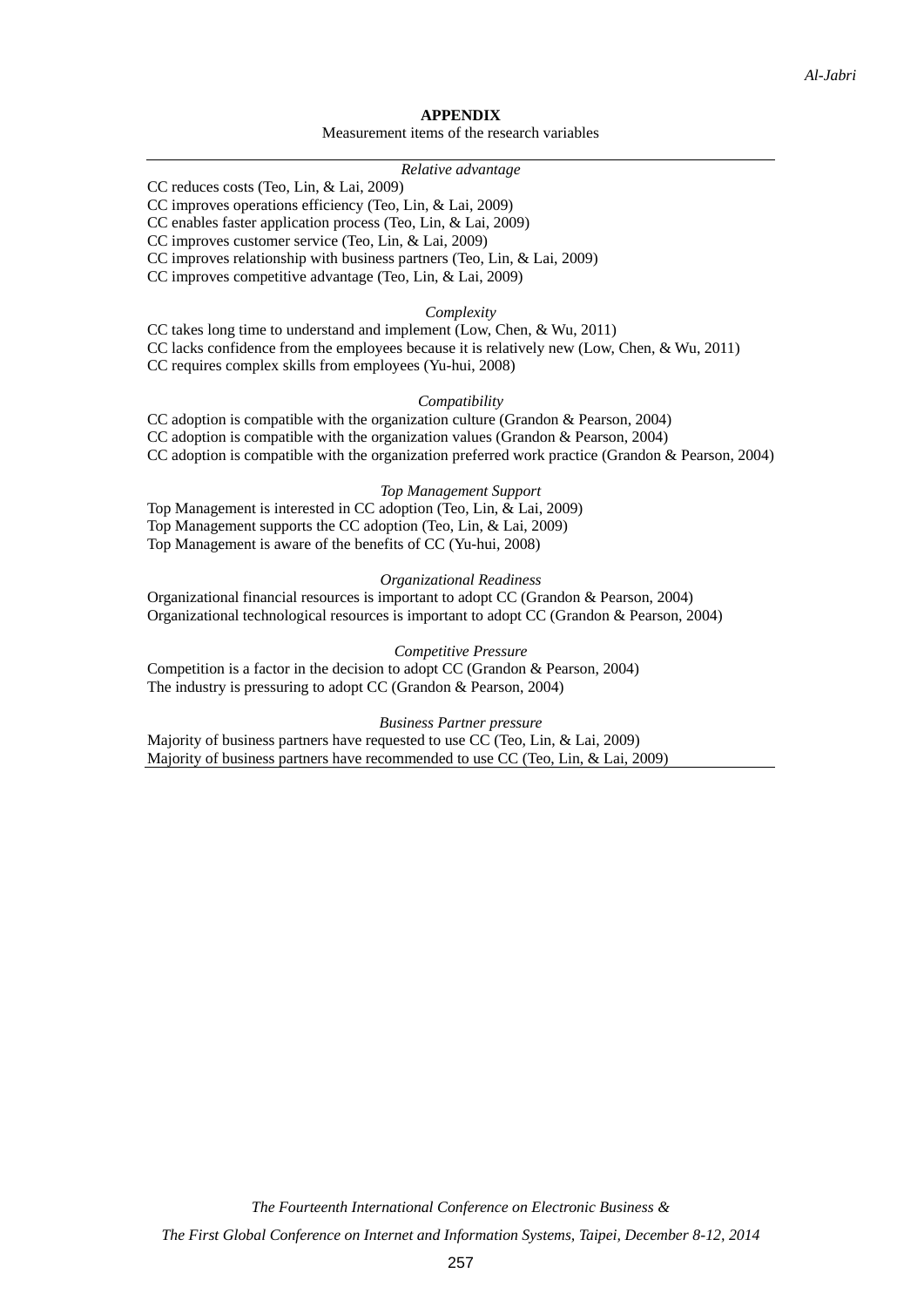## APPENDIX

Measurement items of the research variables

*Relative advantage*

CC reduces costs (Teo, Lin, & Lai, 2009)
CC improves operations efficiency (Teo, Lin, & Lai, 2009)
CC enables faster application process (Teo, Lin, & Lai, 2009)
CC improves customer service (Teo, Lin, & Lai, 2009)
CC improves relationship with business partners (Teo, Lin, & Lai, 2009)
CC improves competitive advantage (Teo, Lin, & Lai, 2009)

*Complexity*

CC takes long time to understand and implement (Low, Chen, & Wu, 2011)
CC lacks confidence from the employees because it is relatively new (Low, Chen, & Wu, 2011)
CC requires complex skills from employees (Yu-hui, 2008)

*Compatibility*

CC adoption is compatible with the organization culture (Grandon & Pearson, 2004)
CC adoption is compatible with the organization values (Grandon & Pearson, 2004)
CC adoption is compatible with the organization preferred work practice (Grandon & Pearson, 2004)

*Top Management Support*

Top Management is interested in CC adoption (Teo, Lin, & Lai, 2009)
Top Management supports the CC adoption (Teo, Lin, & Lai, 2009)
Top Management is aware of the benefits of CC (Yu-hui, 2008)

*Organizational Readiness*

Organizational financial resources is important to adopt CC (Grandon & Pearson, 2004)
Organizational technological resources is important to adopt CC (Grandon & Pearson, 2004)

*Competitive Pressure*

Competition is a factor in the decision to adopt CC (Grandon & Pearson, 2004)
The industry is pressuring to adopt CC (Grandon & Pearson, 2004)

*Business Partner pressure*

Majority of business partners have requested to use CC (Teo, Lin, & Lai, 2009)
Majority of business partners have recommended to use CC (Teo, Lin, & Lai, 2009)